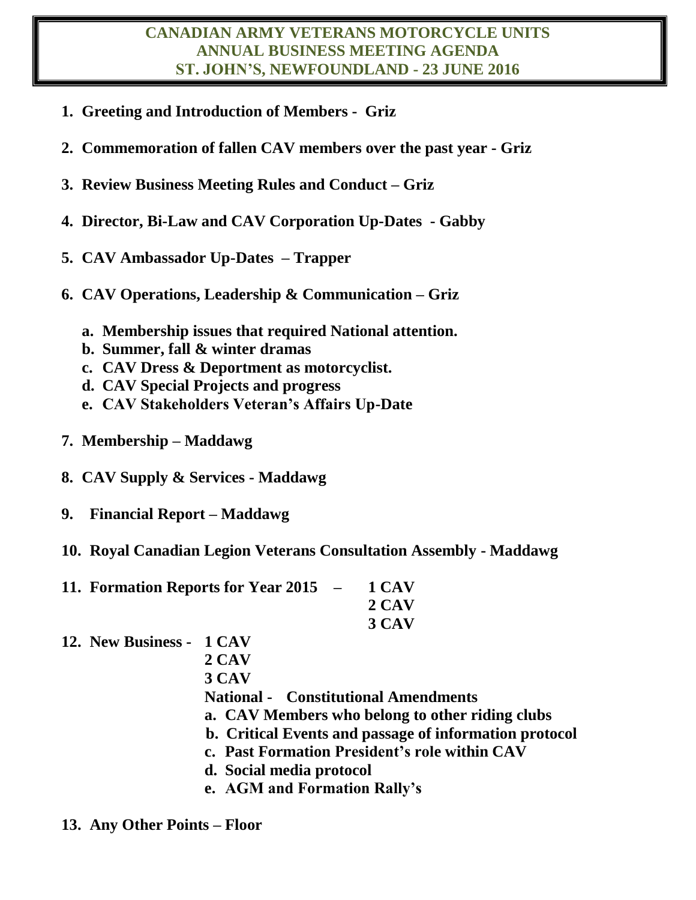# CANADIAN ARMY VETERANS MOTORCYCLE UNITS
# ANNUAL BUSINESS MEETING AGENDA
# ST. JOHN'S, NEWFOUNDLAND - 23 JUNE 2016

1. **Greeting and Introduction of Members - Griz**

2. **Commemoration of fallen CAV members over the past year - Griz**

3. **Review Business Meeting Rules and Conduct – Griz**

4. **Director, Bi-Law and CAV Corporation Up-Dates - Gabby**

5. **CAV Ambassador Up-Dates – Trapper**

6. **CAV Operations, Leadership & Communication – Griz**
   - a. **Membership issues that required National attention.**
   - b. **Summer, fall & winter dramas**
   - c. **CAV Dress & Deportment as motorcyclist.**
   - d. **CAV Special Projects and progress**
   - e. **CAV Stakeholders Veteran's Affairs Up-Date**

7. **Membership – Maddawg**

8. **CAV Supply & Services - Maddawg**

9. **Financial Report – Maddawg**

10. **Royal Canadian Legion Veterans Consultation Assembly - Maddawg**

11. **Formation Reports for Year 2015 –**
    - **1 CAV**
    - **2 CAV**
    - **3 CAV**

12. **New Business -**
    - **1 CAV**
    - **2 CAV**
    - **3 CAV**
    - **National - Constitutional Amendments**
      - a. **CAV Members who belong to other riding clubs**
      - b. **Critical Events and passage of information protocol**
      - c. **Past Formation President's role within CAV**
      - d. **Social media protocol**
      - e. **AGM and Formation Rally's**

13. **Any Other Points – Floor**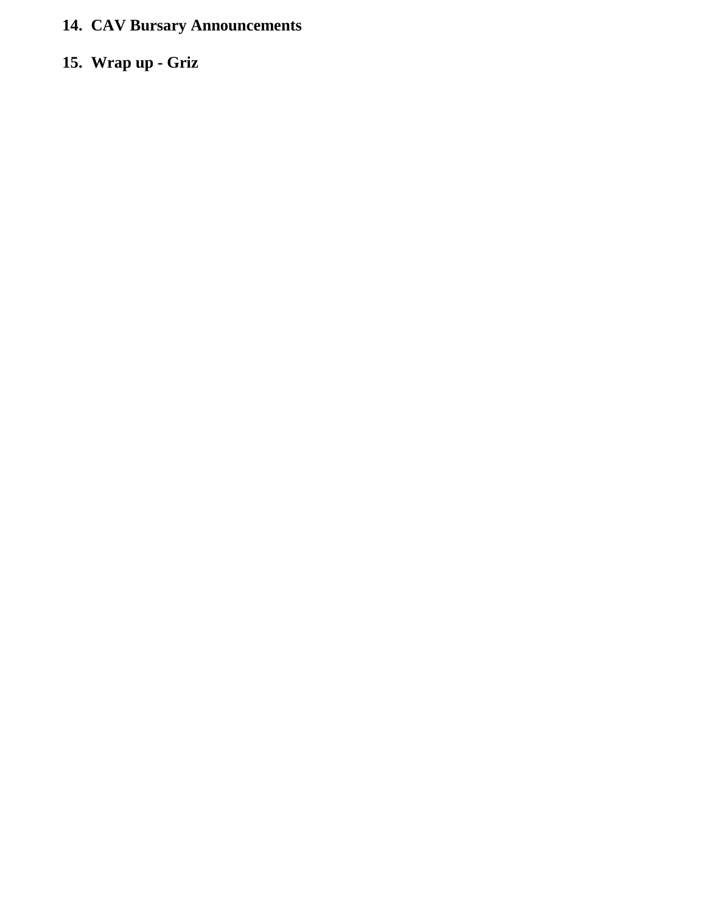14. **CAV Bursary Announcements**

15. **Wrap up - Griz**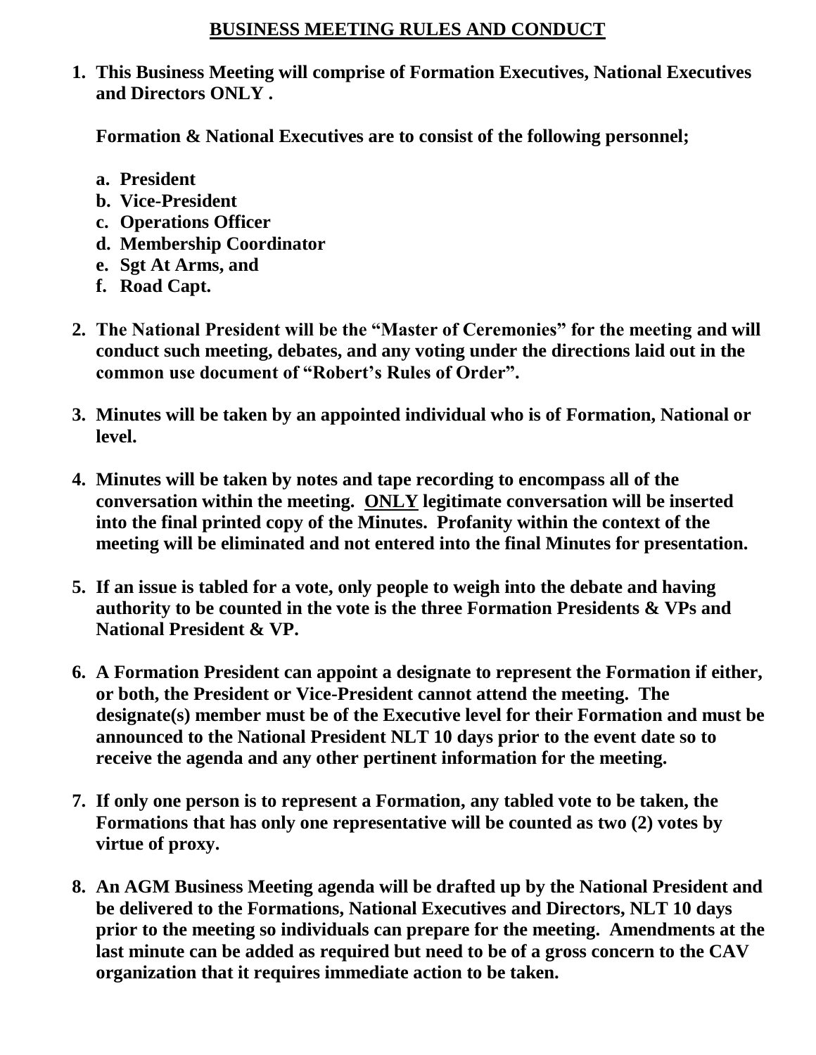# BUSINESS MEETING RULES AND CONDUCT

1. **This Business Meeting will comprise of Formation Executives, National Executives and Directors ONLY .**

   **Formation & National Executives are to consist of the following personnel;**

   a. **President**
   b. **Vice-President**
   c. **Operations Officer**
   d. **Membership Coordinator**
   e. **Sgt At Arms, and**
   f. **Road Capt.**

2. **The National President will be the "Master of Ceremonies" for the meeting and will conduct such meeting, debates, and any voting under the directions laid out in the common use document of "Robert's Rules of Order".**

3. **Minutes will be taken by an appointed individual who is of Formation, National or level.**

4. **Minutes will be taken by notes and tape recording to encompass all of the conversation within the meeting. <u>ONLY</u> legitimate conversation will be inserted into the final printed copy of the Minutes. Profanity within the context of the meeting will be eliminated and not entered into the final Minutes for presentation.**

5. **If an issue is tabled for a vote, only people to weigh into the debate and having authority to be counted in the vote is the three Formation Presidents & VPs and National President & VP.**

6. **A Formation President can appoint a designate to represent the Formation if either, or both, the President or Vice-President cannot attend the meeting. The designate(s) member must be of the Executive level for their Formation and must be announced to the National President NLT 10 days prior to the event date so to receive the agenda and any other pertinent information for the meeting.**

7. **If only one person is to represent a Formation, any tabled vote to be taken, the Formations that has only one representative will be counted as two (2) votes by virtue of proxy.**

8. **An AGM Business Meeting agenda will be drafted up by the National President and be delivered to the Formations, National Executives and Directors, NLT 10 days prior to the meeting so individuals can prepare for the meeting. Amendments at the last minute can be added as required but need to be of a gross concern to the CAV organization that it requires immediate action to be taken.**